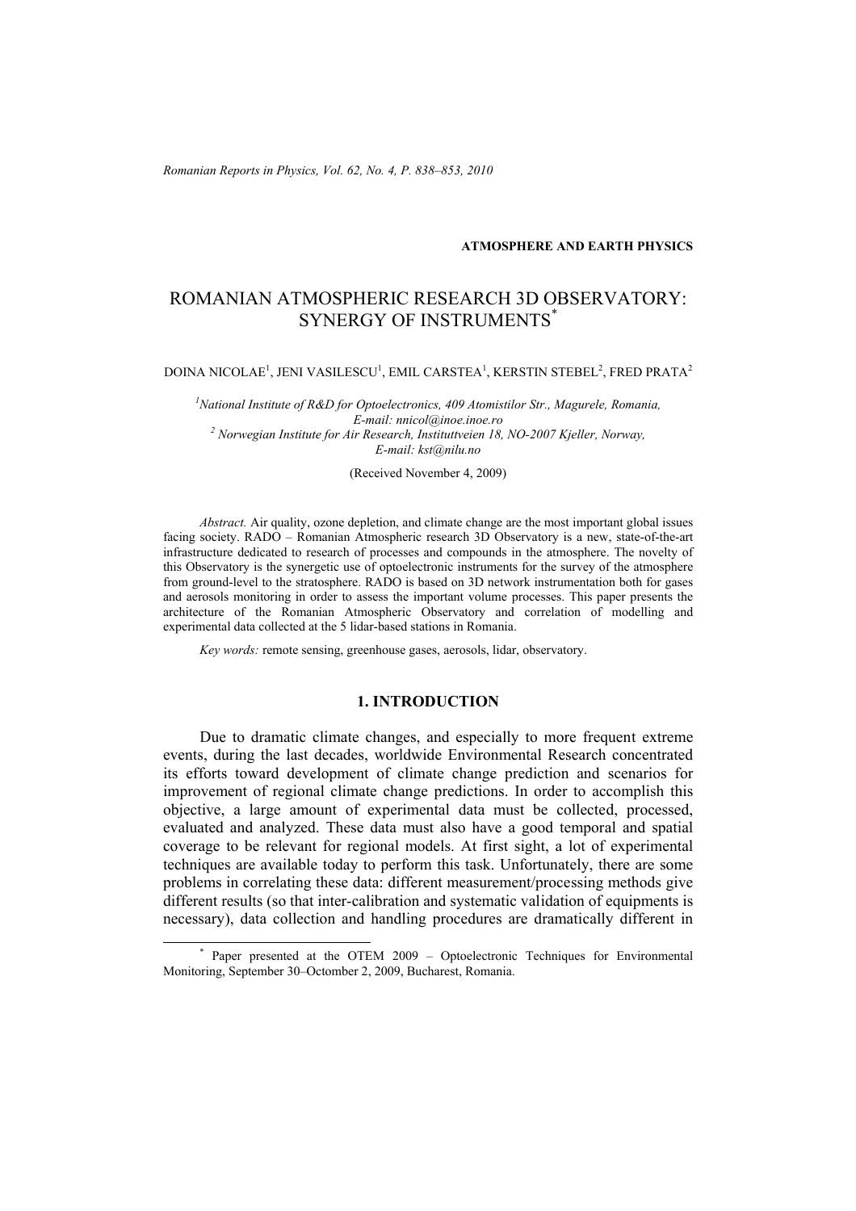ATMOSPHERE AND EARTH PHYSICS

# ROMANIAN ATMOSPHERIC RESEARCH 3D OBSERVATORY: SYNERGY OF INSTRUMENTS[*]

DOINA NICOLAE[1], JENI VASILESCU[1], EMIL CARSTEA[1], KERSTIN STEBEL[2], FRED PRATA[2]

[1]*National Institute of R&D for Optoelectronics, 409 Atomistilor Str., Magurele, Romania,*
*E-mail: nnicol@inoe.inoe.ro*
[2] *Norwegian Institute for Air Research, Instituttveien 18, NO-2007 Kjeller, Norway,*
*E-mail: kst@nilu.no*

(Received November 4, 2009)

*Abstract.* Air quality, ozone depletion, and climate change are the most important global issues facing society. RADO – Romanian Atmospheric research 3D Observatory is a new, state-of-the-art infrastructure dedicated to research of processes and compounds in the atmosphere. The novelty of this Observatory is the synergetic use of optoelectronic instruments for the survey of the atmosphere from ground-level to the stratosphere. RADO is based on 3D network instrumentation both for gases and aerosols monitoring in order to assess the important volume processes. This paper presents the architecture of the Romanian Atmospheric Observatory and correlation of modelling and experimental data collected at the 5 lidar-based stations in Romania.

*Key words:* remote sensing, greenhouse gases, aerosols, lidar, observatory.

## 1. INTRODUCTION

Due to dramatic climate changes, and especially to more frequent extreme events, during the last decades, worldwide Environmental Research concentrated its efforts toward development of climate change prediction and scenarios for improvement of regional climate change predictions. In order to accomplish this objective, a large amount of experimental data must be collected, processed, evaluated and analyzed. These data must also have a good temporal and spatial coverage to be relevant for regional models. At first sight, a lot of experimental techniques are available today to perform this task. Unfortunately, there are some problems in correlating these data: different measurement/processing methods give different results (so that inter-calibration and systematic validation of equipments is necessary), data collection and handling procedures are dramatically different in

[*] Paper presented at the OTEM 2009 – Optoelectronic Techniques for Environmental Monitoring, September 30–Octomber 2, 2009, Bucharest, Romania.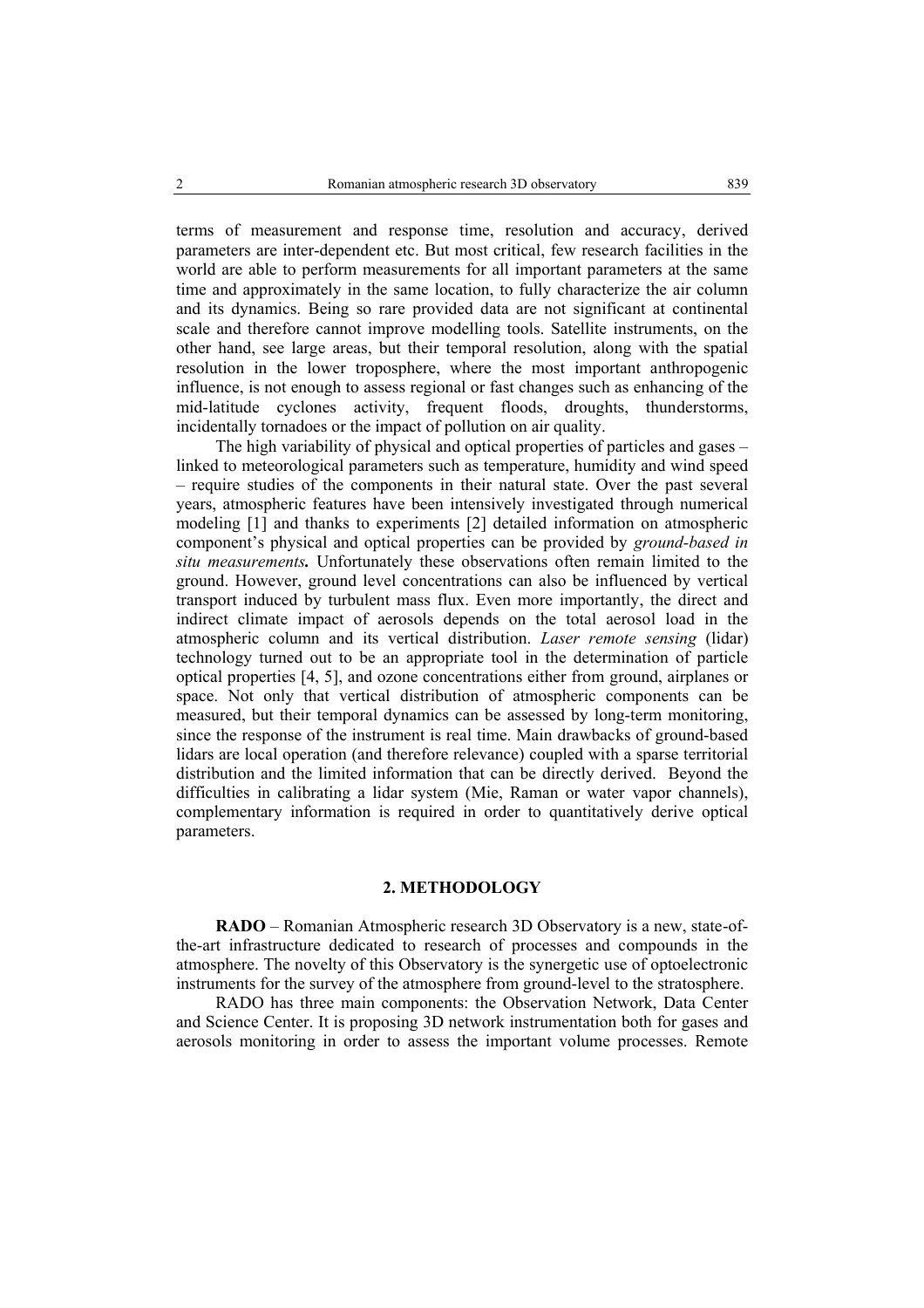terms of measurement and response time, resolution and accuracy, derived parameters are inter-dependent etc. But most critical, few research facilities in the world are able to perform measurements for all important parameters at the same time and approximately in the same location, to fully characterize the air column and its dynamics. Being so rare provided data are not significant at continental scale and therefore cannot improve modelling tools. Satellite instruments, on the other hand, see large areas, but their temporal resolution, along with the spatial resolution in the lower troposphere, where the most important anthropogenic influence, is not enough to assess regional or fast changes such as enhancing of the mid-latitude cyclones activity, frequent floods, droughts, thunderstorms, incidentally tornadoes or the impact of pollution on air quality.

The high variability of physical and optical properties of particles and gases – linked to meteorological parameters such as temperature, humidity and wind speed – require studies of the components in their natural state. Over the past several years, atmospheric features have been intensively investigated through numerical modeling [1] and thanks to experiments [2] detailed information on atmospheric component's physical and optical properties can be provided by *ground-based in situ measurements***.** Unfortunately these observations often remain limited to the ground. However, ground level concentrations can also be influenced by vertical transport induced by turbulent mass flux. Even more importantly, the direct and indirect climate impact of aerosols depends on the total aerosol load in the atmospheric column and its vertical distribution. *Laser remote sensing* (lidar) technology turned out to be an appropriate tool in the determination of particle optical properties [4, 5], and ozone concentrations either from ground, airplanes or space. Not only that vertical distribution of atmospheric components can be measured, but their temporal dynamics can be assessed by long-term monitoring, since the response of the instrument is real time. Main drawbacks of ground-based lidars are local operation (and therefore relevance) coupled with a sparse territorial distribution and the limited information that can be directly derived. Beyond the difficulties in calibrating a lidar system (Mie, Raman or water vapor channels), complementary information is required in order to quantitatively derive optical parameters.

## 2. METHODOLOGY

**RADO** – Romanian Atmospheric research 3D Observatory is a new, state-of-the-art infrastructure dedicated to research of processes and compounds in the atmosphere. The novelty of this Observatory is the synergetic use of optoelectronic instruments for the survey of the atmosphere from ground-level to the stratosphere.

RADO has three main components: the Observation Network, Data Center and Science Center. It is proposing 3D network instrumentation both for gases and aerosols monitoring in order to assess the important volume processes. Remote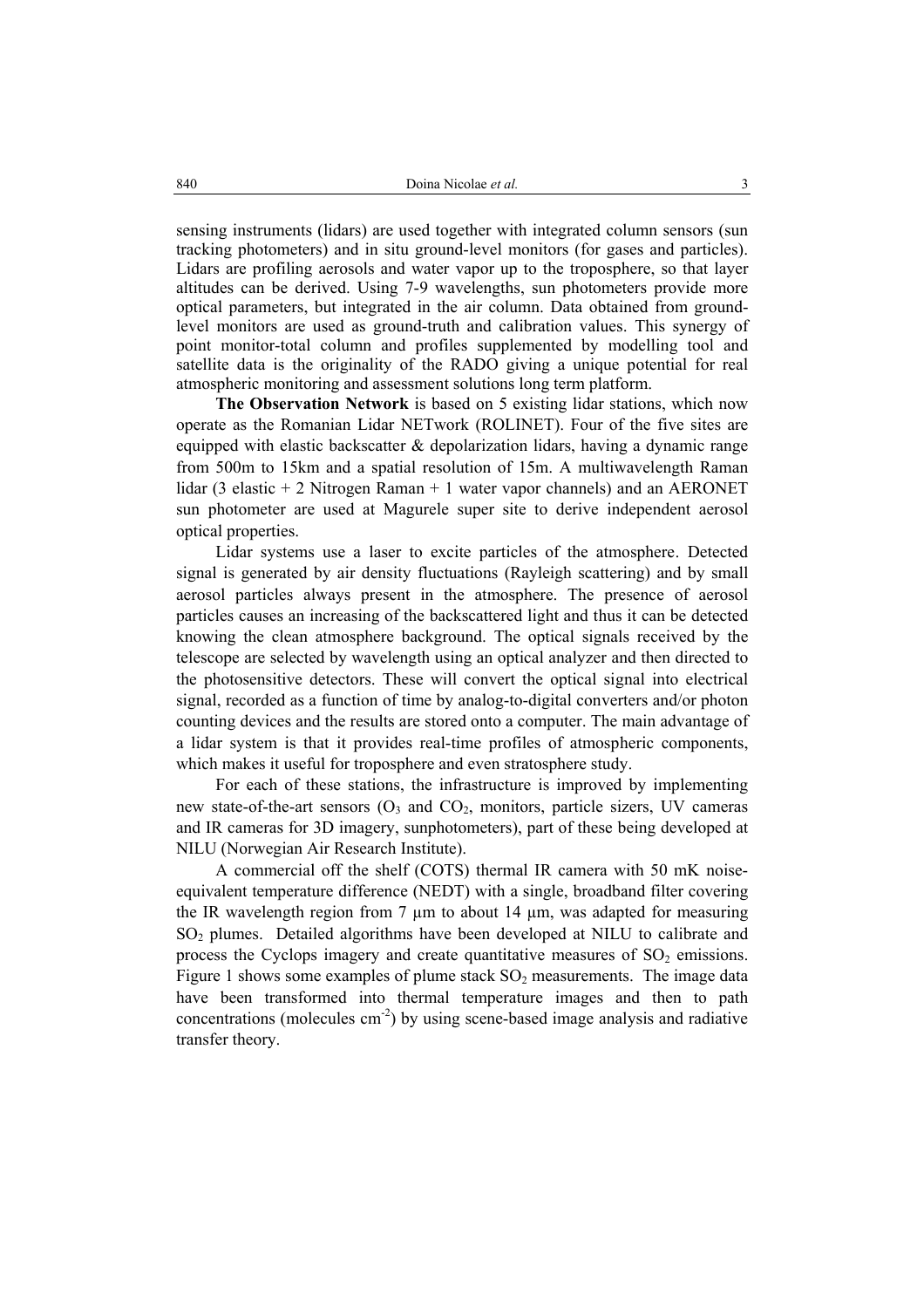sensing instruments (lidars) are used together with integrated column sensors (sun tracking photometers) and in situ ground-level monitors (for gases and particles). Lidars are profiling aerosols and water vapor up to the troposphere, so that layer altitudes can be derived. Using 7-9 wavelengths, sun photometers provide more optical parameters, but integrated in the air column. Data obtained from ground-level monitors are used as ground-truth and calibration values. This synergy of point monitor-total column and profiles supplemented by modelling tool and satellite data is the originality of the RADO giving a unique potential for real atmospheric monitoring and assessment solutions long term platform.

**The Observation Network** is based on 5 existing lidar stations, which now operate as the Romanian Lidar NETwork (ROLINET). Four of the five sites are equipped with elastic backscatter & depolarization lidars, having a dynamic range from 500m to 15km and a spatial resolution of 15m. A multiwavelength Raman lidar (3 elastic + 2 Nitrogen Raman + 1 water vapor channels) and an AERONET sun photometer are used at Magurele super site to derive independent aerosol optical properties.

Lidar systems use a laser to excite particles of the atmosphere. Detected signal is generated by air density fluctuations (Rayleigh scattering) and by small aerosol particles always present in the atmosphere. The presence of aerosol particles causes an increasing of the backscattered light and thus it can be detected knowing the clean atmosphere background. The optical signals received by the telescope are selected by wavelength using an optical analyzer and then directed to the photosensitive detectors. These will convert the optical signal into electrical signal, recorded as a function of time by analog-to-digital converters and/or photon counting devices and the results are stored onto a computer. The main advantage of a lidar system is that it provides real-time profiles of atmospheric components, which makes it useful for troposphere and even stratosphere study.

For each of these stations, the infrastructure is improved by implementing new state-of-the-art sensors ($O_3$ and $CO_2$, monitors, particle sizers, UV cameras and IR cameras for 3D imagery, sunphotometers), part of these being developed at NILU (Norwegian Air Research Institute).

A commercial off the shelf (COTS) thermal IR camera with 50 mK noise-equivalent temperature difference (NEDT) with a single, broadband filter covering the IR wavelength region from 7 µm to about 14 µm, was adapted for measuring $SO_2$ plumes. Detailed algorithms have been developed at NILU to calibrate and process the Cyclops imagery and create quantitative measures of $SO_2$ emissions. Figure 1 shows some examples of plume stack $SO_2$ measurements. The image data have been transformed into thermal temperature images and then to path concentrations (molecules $cm^{-2}$) by using scene-based image analysis and radiative transfer theory.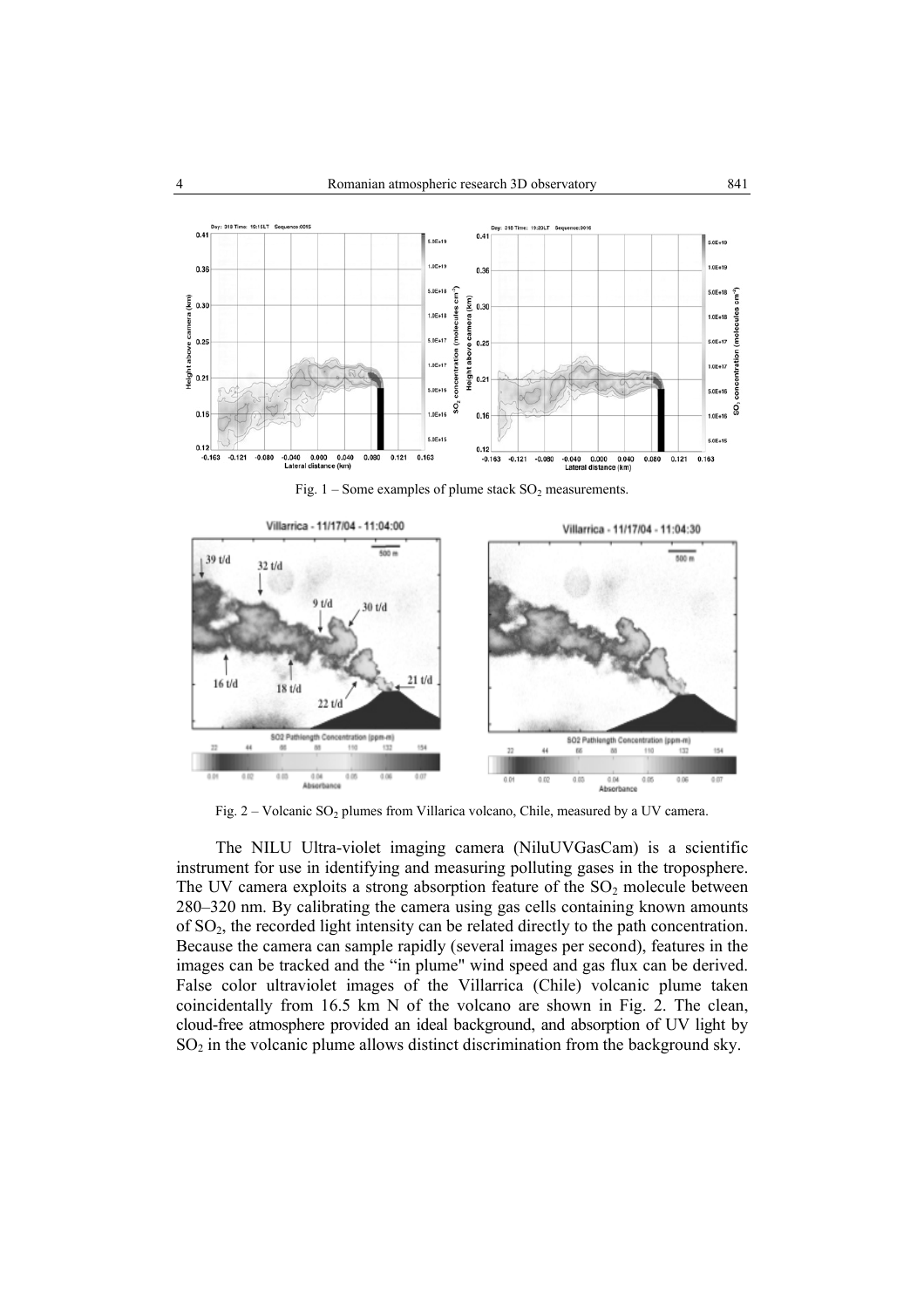Day: 318 Time: 19:15LT Sequence:0015

0.41
0.36
0.30
0.25
0.21
0.16
0.12

Height above camera (km)

-0.163 -0.121 -0.080 -0.040 0.000 0.040 0.080 0.121 0.163

Lateral distance (km)

5.0E+19
1.0E+19
5.0E+18
1.0E+18
5.0E+17
1.0E+17
5.0E+16
1.0E+16
5.0E+15

$SO_2$ concentration (molecules cm$^{-2}$)

Day: 318 Time: 19:20LT Sequence:0016

0.41
0.36
0.30
0.25
0.21
0.16
0.12

Height above camera (km)

-0.163 -0.121 -0.080 -0.040 0.000 0.040 0.080 0.121 0.163

Lateral distance (km)

5.0E+19
1.0E+19
5.0E+18
1.0E+18
5.0E+17
1.0E+17
5.0E+16
1.0E+16
5.0E+15

$SO_2$ concentration (molecules cm$^{-2}$)

Fig. 1 – Some examples of plume stack $SO_2$ measurements.

Villarrica - 11/17/04 - 11:04:00

500 m

39 t/d
32 t/d
9 t/d
30 t/d
16 t/d
18 t/d
22 t/d
21 t/d

SO2 Pathlength Concentration (ppm-m)

22 44 66 88 110 132 154

0.01 0.02 0.03 0.04 0.05 0.06 0.07

Absorbance

Villarrica - 11/17/04 - 11:04:30

500 m

SO2 Pathlength Concentration (ppm-m)

22 44 66 88 110 132 154

0.01 0.02 0.03 0.04 0.05 0.06 0.07

Absorbance

Fig. 2 – Volcanic $SO_2$ plumes from Villarica volcano, Chile, measured by a UV camera.

The NILU Ultra-violet imaging camera (NiluUVGasCam) is a scientific instrument for use in identifying and measuring polluting gases in the troposphere. The UV camera exploits a strong absorption feature of the $SO_2$ molecule between 280–320 nm. By calibrating the camera using gas cells containing known amounts of $SO_2$, the recorded light intensity can be related directly to the path concentration. Because the camera can sample rapidly (several images per second), features in the images can be tracked and the "in plume" wind speed and gas flux can be derived. False color ultraviolet images of the Villarrica (Chile) volcanic plume taken coincidentally from 16.5 km N of the volcano are shown in Fig. 2. The clean, cloud-free atmosphere provided an ideal background, and absorption of UV light by $SO_2$ in the volcanic plume allows distinct discrimination from the background sky.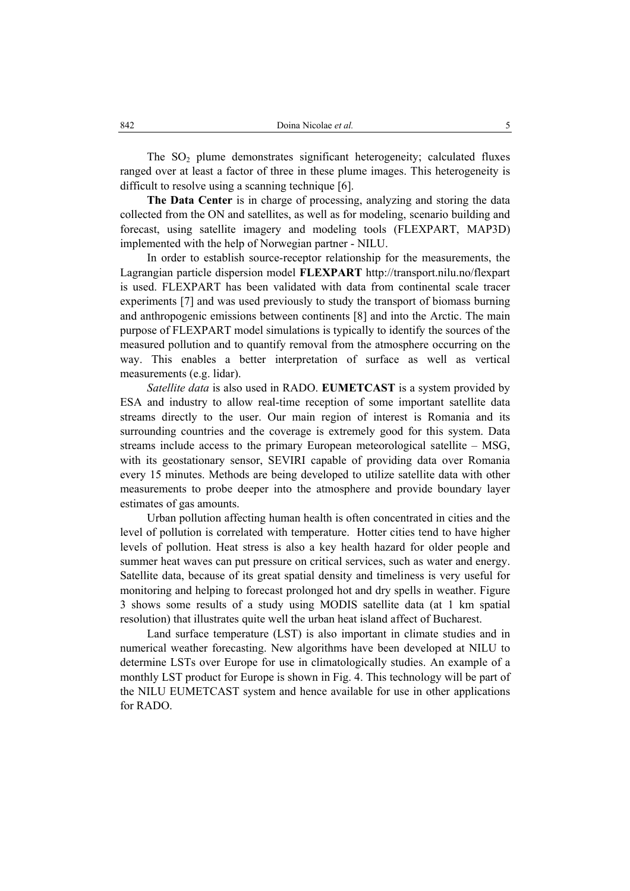The $SO_2$ plume demonstrates significant heterogeneity; calculated fluxes ranged over at least a factor of three in these plume images. This heterogeneity is difficult to resolve using a scanning technique [6].

**The Data Center** is in charge of processing, analyzing and storing the data collected from the ON and satellites, as well as for modeling, scenario building and forecast, using satellite imagery and modeling tools (FLEXPART, MAP3D) implemented with the help of Norwegian partner - NILU.

In order to establish source-receptor relationship for the measurements, the Lagrangian particle dispersion model **FLEXPART** http://transport.nilu.no/flexpart is used. FLEXPART has been validated with data from continental scale tracer experiments [7] and was used previously to study the transport of biomass burning and anthropogenic emissions between continents [8] and into the Arctic. The main purpose of FLEXPART model simulations is typically to identify the sources of the measured pollution and to quantify removal from the atmosphere occurring on the way. This enables a better interpretation of surface as well as vertical measurements (e.g. lidar).

*Satellite data* is also used in RADO. **EUMETCAST** is a system provided by ESA and industry to allow real-time reception of some important satellite data streams directly to the user. Our main region of interest is Romania and its surrounding countries and the coverage is extremely good for this system. Data streams include access to the primary European meteorological satellite – MSG, with its geostationary sensor, SEVIRI capable of providing data over Romania every 15 minutes. Methods are being developed to utilize satellite data with other measurements to probe deeper into the atmosphere and provide boundary layer estimates of gas amounts.

Urban pollution affecting human health is often concentrated in cities and the level of pollution is correlated with temperature. Hotter cities tend to have higher levels of pollution. Heat stress is also a key health hazard for older people and summer heat waves can put pressure on critical services, such as water and energy. Satellite data, because of its great spatial density and timeliness is very useful for monitoring and helping to forecast prolonged hot and dry spells in weather. Figure 3 shows some results of a study using MODIS satellite data (at 1 km spatial resolution) that illustrates quite well the urban heat island affect of Bucharest.

Land surface temperature (LST) is also important in climate studies and in numerical weather forecasting. New algorithms have been developed at NILU to determine LSTs over Europe for use in climatologically studies. An example of a monthly LST product for Europe is shown in Fig. 4. This technology will be part of the NILU EUMETCAST system and hence available for use in other applications for RADO.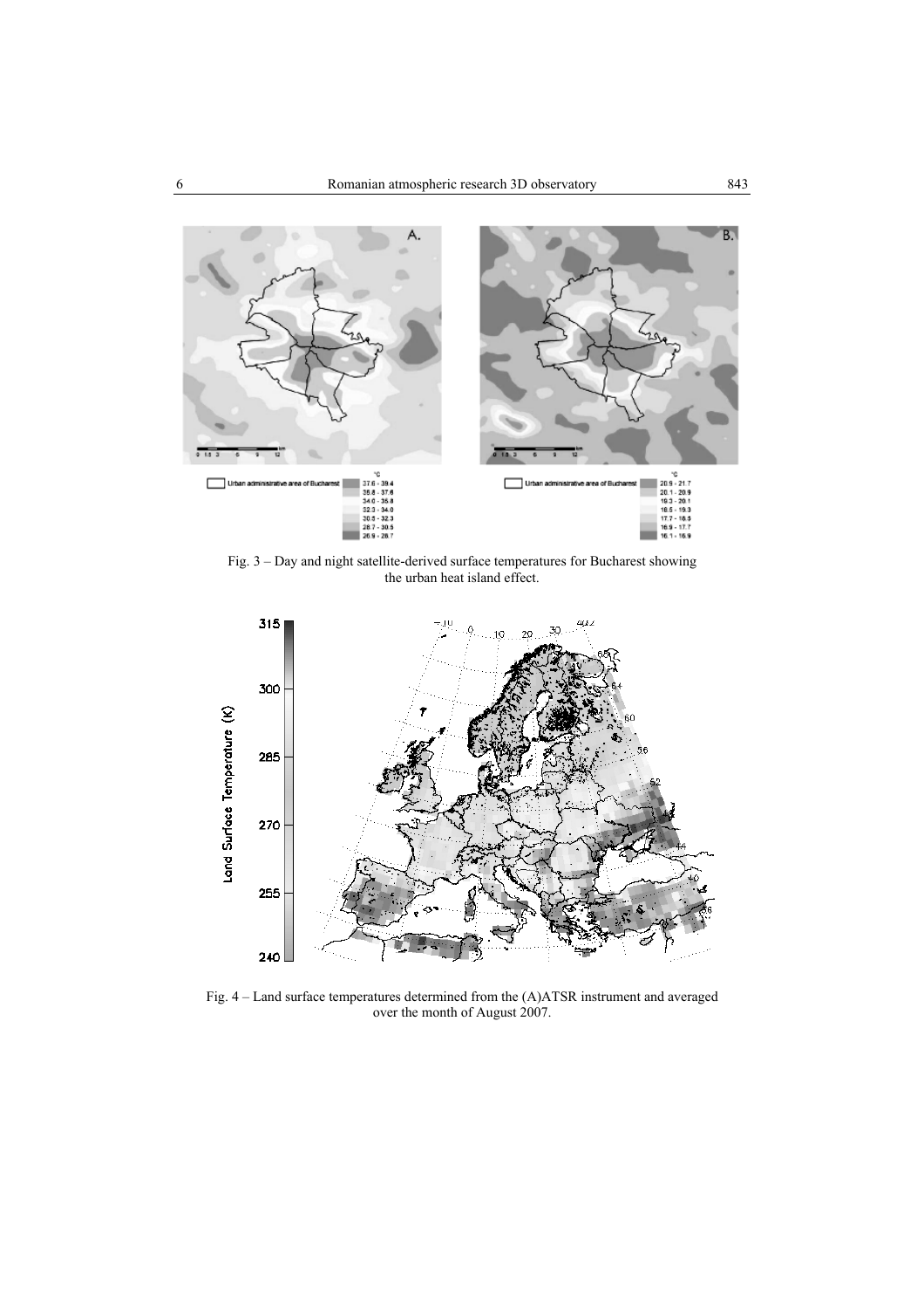A.

0 1.5 3 6 9 12 km

Urban administrative area of Bucharest

°C
37.6 - 39.4
35.8 - 37.6
34.0 - 35.8
32.3 - 34.0
30.5 - 32.3
28.7 - 30.5
26.9 - 28.7

B.

0 1.5 3 6 9 12 km

Urban administrative area of Bucharest

°C
20.9 - 21.7
20.1 - 20.9
19.3 - 20.1
18.5 - 19.3
17.7 - 18.5
16.9 - 17.7
16.1 - 16.9

Fig. 3 – Day and night satellite-derived surface temperatures for Bucharest showing the urban heat island effect.

Land Surface Temperature (K)

315
300
285
270
255
240

-10 0 10 20 30 40

68
64
60
56
52
48
44
40
36

Fig. 4 – Land surface temperatures determined from the (A)ATSR instrument and averaged over the month of August 2007.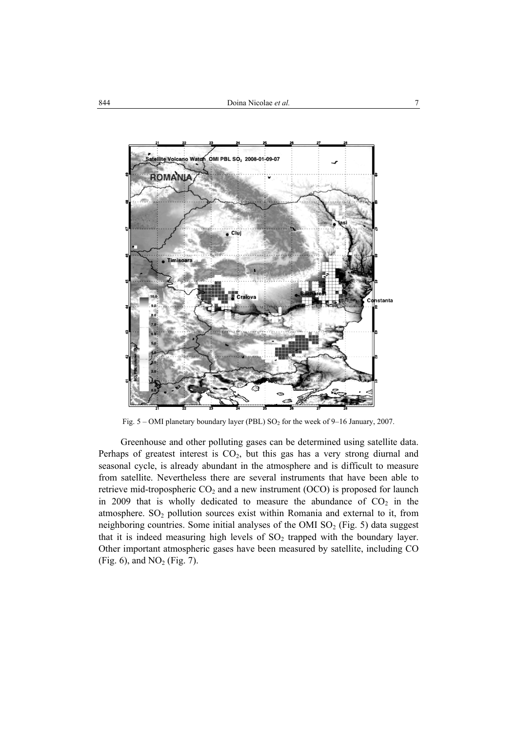Satellite Volcano Watch OMI PBL $SO_2$ 2008-01-09-07

ROMANIA

Iasi

Cluj

Timisoara

Craiova

Bucharest

Constanta

Fig. 5 – OMI planetary boundary layer (PBL) $SO_2$ for the week of 9–16 January, 2007.

Greenhouse and other polluting gases can be determined using satellite data. Perhaps of greatest interest is $CO_2$, but this gas has a very strong diurnal and seasonal cycle, is already abundant in the atmosphere and is difficult to measure from satellite. Nevertheless there are several instruments that have been able to retrieve mid-tropospheric $CO_2$ and a new instrument (OCO) is proposed for launch in 2009 that is wholly dedicated to measure the abundance of $CO_2$ in the atmosphere. $SO_2$ pollution sources exist within Romania and external to it, from neighboring countries. Some initial analyses of the OMI $SO_2$ (Fig. 5) data suggest that it is indeed measuring high levels of $SO_2$ trapped with the boundary layer. Other important atmospheric gases have been measured by satellite, including CO (Fig. 6), and $NO_2$ (Fig. 7).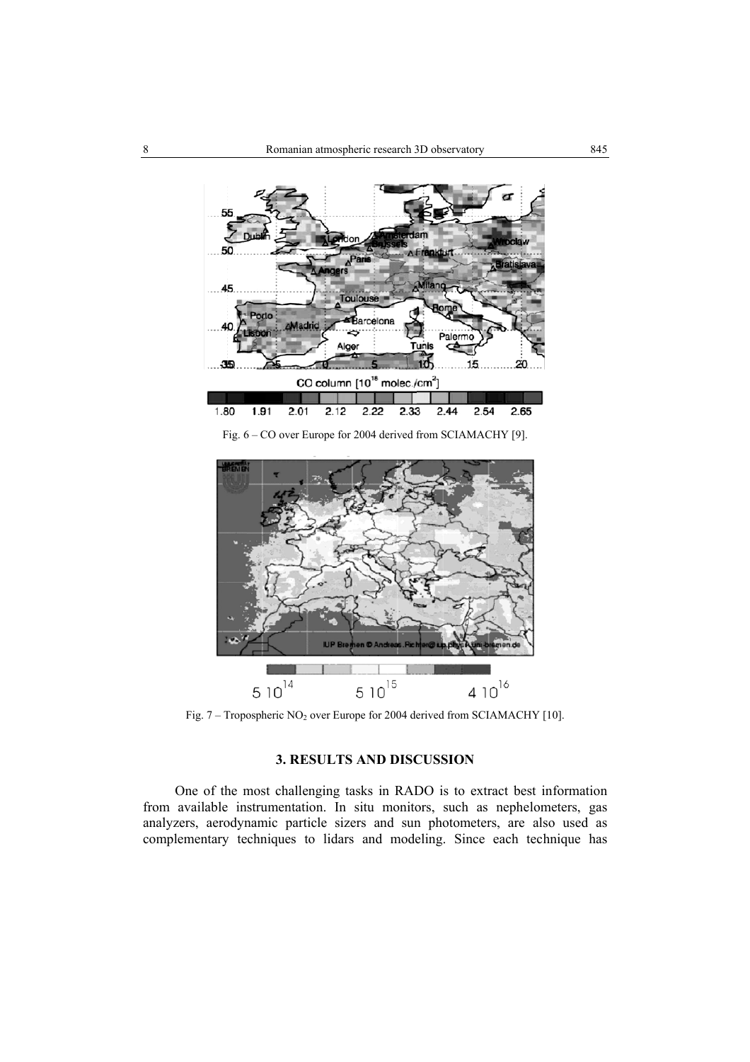55
Dublin
London
Amsterdam
Brussels
Frankfurt
Wroclaw
50
Paris
Angers
Bratislava
45
Milano
Toulouse
Porto
Rome
Barcelona
40
Lisbon
Madrid
Palermo
Alger
Tunis
35
-5
0
5
10
15
20
CO column [$10^{18}$ molec./cm$^2$]
1.80 1.91 2.01 2.12 2.22 2.33 2.44 2.54 2.65

Fig. 6 – CO over Europe for 2004 derived from SCIAMACHY [9].

IUP Bremen © Andreas.Richter@iup.physik.uni-bremen.de

$5\ 10^{14}$ $5\ 10^{15}$ $4\ 10^{16}$

Fig. 7 – Tropospheric $NO_2$ over Europe for 2004 derived from SCIAMACHY [10].

## 3. RESULTS AND DISCUSSION

One of the most challenging tasks in RADO is to extract best information from available instrumentation. In situ monitors, such as nephelometers, gas analyzers, aerodynamic particle sizers and sun photometers, are also used as complementary techniques to lidars and modeling. Since each technique has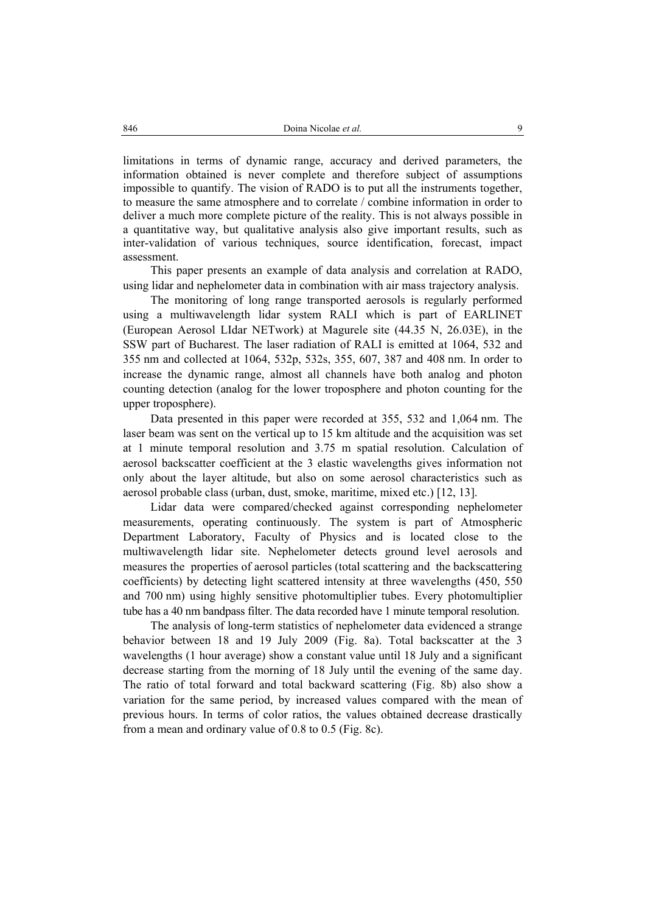limitations in terms of dynamic range, accuracy and derived parameters, the information obtained is never complete and therefore subject of assumptions impossible to quantify. The vision of RADO is to put all the instruments together, to measure the same atmosphere and to correlate / combine information in order to deliver a much more complete picture of the reality. This is not always possible in a quantitative way, but qualitative analysis also give important results, such as inter-validation of various techniques, source identification, forecast, impact assessment.

This paper presents an example of data analysis and correlation at RADO, using lidar and nephelometer data in combination with air mass trajectory analysis.

The monitoring of long range transported aerosols is regularly performed using a multiwavelength lidar system RALI which is part of EARLINET (European Aerosol LIdar NETwork) at Magurele site (44.35 N, 26.03E), in the SSW part of Bucharest. The laser radiation of RALI is emitted at 1064, 532 and 355 nm and collected at 1064, 532p, 532s, 355, 607, 387 and 408 nm. In order to increase the dynamic range, almost all channels have both analog and photon counting detection (analog for the lower troposphere and photon counting for the upper troposphere).

Data presented in this paper were recorded at 355, 532 and 1,064 nm. The laser beam was sent on the vertical up to 15 km altitude and the acquisition was set at 1 minute temporal resolution and 3.75 m spatial resolution. Calculation of aerosol backscatter coefficient at the 3 elastic wavelengths gives information not only about the layer altitude, but also on some aerosol characteristics such as aerosol probable class (urban, dust, smoke, maritime, mixed etc.) [12, 13].

Lidar data were compared/checked against corresponding nephelometer measurements, operating continuously. The system is part of Atmospheric Department Laboratory, Faculty of Physics and is located close to the multiwavelength lidar site. Nephelometer detects ground level aerosols and measures the properties of aerosol particles (total scattering and the backscattering coefficients) by detecting light scattered intensity at three wavelengths (450, 550 and 700 nm) using highly sensitive photomultiplier tubes. Every photomultiplier tube has a 40 nm bandpass filter. The data recorded have 1 minute temporal resolution.

The analysis of long-term statistics of nephelometer data evidenced a strange behavior between 18 and 19 July 2009 (Fig. 8a). Total backscatter at the 3 wavelengths (1 hour average) show a constant value until 18 July and a significant decrease starting from the morning of 18 July until the evening of the same day. The ratio of total forward and total backward scattering (Fig. 8b) also show a variation for the same period, by increased values compared with the mean of previous hours. In terms of color ratios, the values obtained decrease drastically from a mean and ordinary value of 0.8 to 0.5 (Fig. 8c).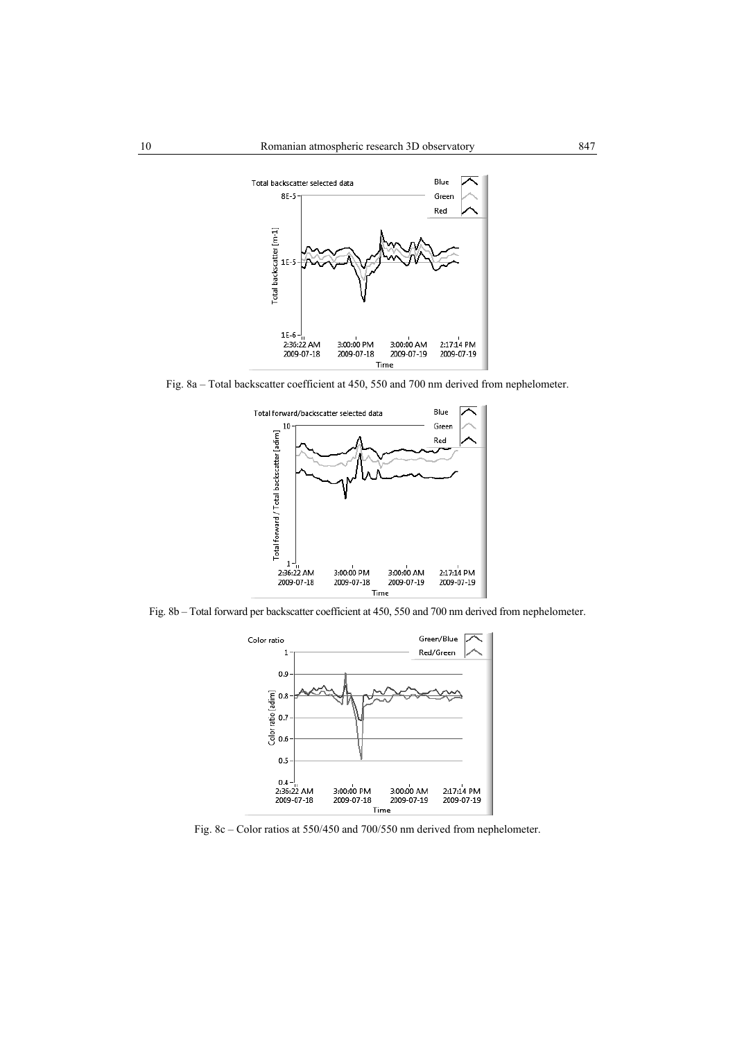Total backscatter selected data

Blue
Green
Red

8E-5
1E-5
1E-6

Total backscatter [m-1]

2:36:22 AM
2009-07-18
3:00:00 PM
2009-07-18
3:00:00 AM
2009-07-19
2:17:14 PM
2009-07-19

Time

Fig. 8a – Total backscatter coefficient at 450, 550 and 700 nm derived from nephelometer.

Total forward/backscatter selected data

Blue
Green
Red

10
1

Total forward / Total backscatter [adim]

2:36:22 AM
2009-07-18
3:00:00 PM
2009-07-18
3:00:00 AM
2009-07-19
2:17:14 PM
2009-07-19

Time

Fig. 8b – Total forward per backscatter coefficient at 450, 550 and 700 nm derived from nephelometer.

Color ratio

Green/Blue
Red/Green

1
0.9
0.8
0.7
0.6
0.5
0.4

Color ratio [adim]

2:36:22 AM
2009-07-18
3:00:00 PM
2009-07-18
3:00:00 AM
2009-07-19
2:17:14 PM
2009-07-19

Time

Fig. 8c – Color ratios at 550/450 and 700/550 nm derived from nephelometer.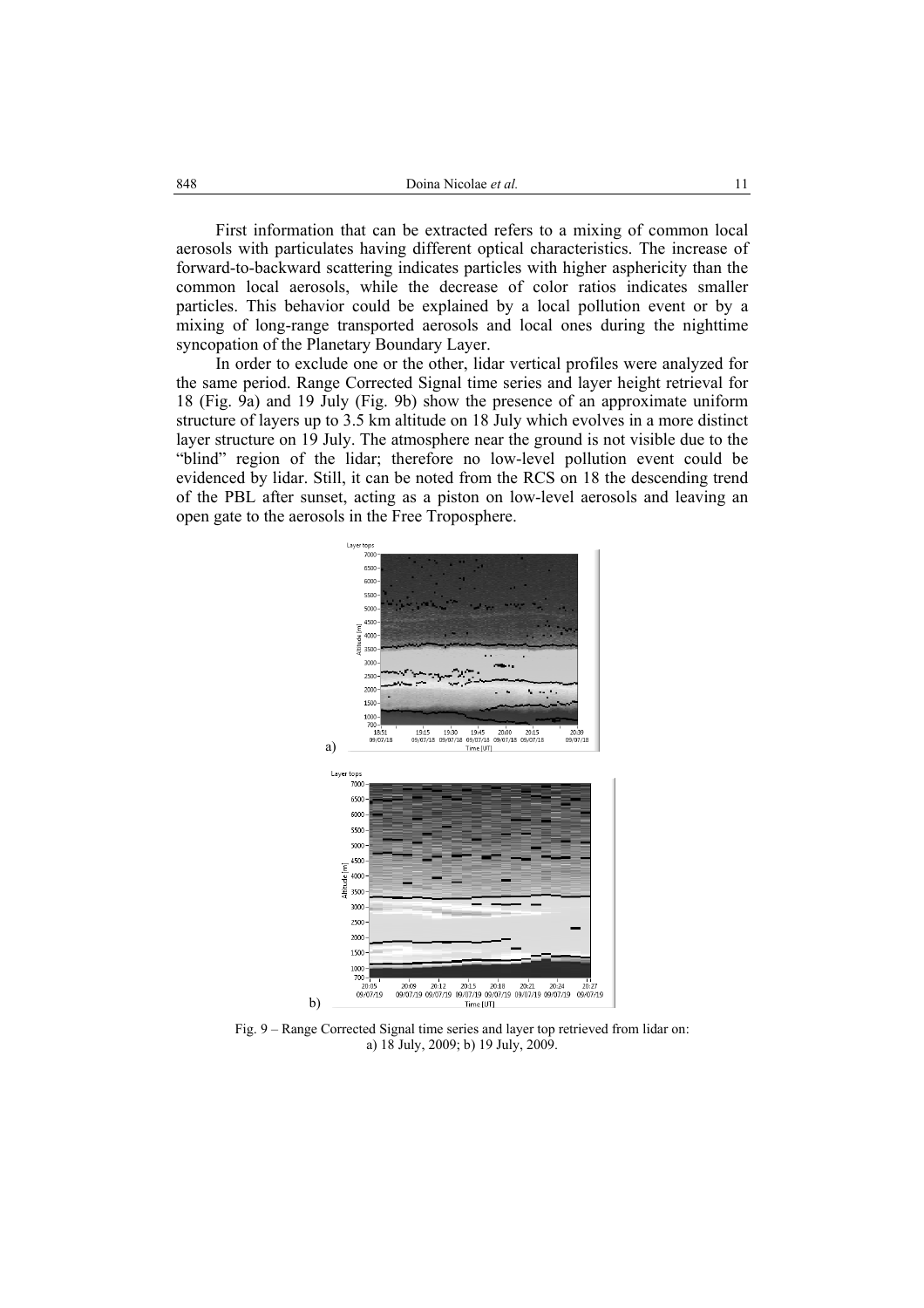First information that can be extracted refers to a mixing of common local aerosols with particulates having different optical characteristics. The increase of forward-to-backward scattering indicates particles with higher asphericity than the common local aerosols, while the decrease of color ratios indicates smaller particles. This behavior could be explained by a local pollution event or by a mixing of long-range transported aerosols and local ones during the nighttime syncopation of the Planetary Boundary Layer.

In order to exclude one or the other, lidar vertical profiles were analyzed for the same period. Range Corrected Signal time series and layer height retrieval for 18 (Fig. 9a) and 19 July (Fig. 9b) show the presence of an approximate uniform structure of layers up to 3.5 km altitude on 18 July which evolves in a more distinct layer structure on 19 July. The atmosphere near the ground is not visible due to the "blind" region of the lidar; therefore no low-level pollution event could be evidenced by lidar. Still, it can be noted from the RCS on 18 the descending trend of the PBL after sunset, acting as a piston on low-level aerosols and leaving an open gate to the aerosols in the Free Troposphere.

a)

Layer tops

Altitude [m]

7000
6500
6000
5500
5000
4500
4000
3500
3000
2500
2000
1500
1000
700

18:51 09/07/18
19:15 09/07/18
19:30 09/07/18
19:45 09/07/18
20:00 09/07/18
20:15 09/07/18
20:39 09/07/18

Time [UT]

b)

Layer tops

Altitude [m]

7000
6500
6000
5500
5000
4500
4000
3500
3000
2500
2000
1500
1000
700

20:05 09/07/19
20:09 09/07/19
20:12 09/07/19
20:15 09/07/19
20:18 09/07/19
20:21 09/07/19
20:24 09/07/19
20:27 09/07/19

Time [UT]

Fig. 9 – Range Corrected Signal time series and layer top retrieved from lidar on: a) 18 July, 2009; b) 19 July, 2009.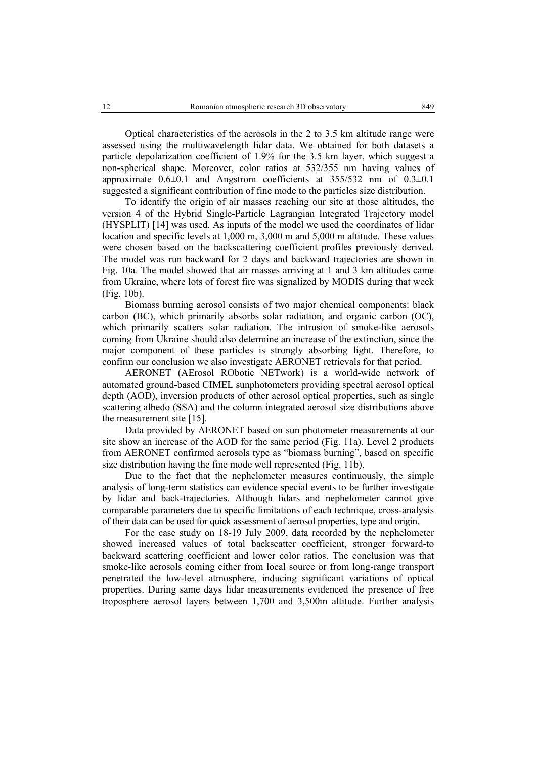Optical characteristics of the aerosols in the 2 to 3.5 km altitude range were assessed using the multiwavelength lidar data. We obtained for both datasets a particle depolarization coefficient of 1.9% for the 3.5 km layer, which suggest a non-spherical shape. Moreover, color ratios at 532/355 nm having values of approximate $0.6\pm0.1$ and Angstrom coefficients at 355/532 nm of $0.3\pm0.1$ suggested a significant contribution of fine mode to the particles size distribution.

To identify the origin of air masses reaching our site at those altitudes, the version 4 of the Hybrid Single-Particle Lagrangian Integrated Trajectory model (HYSPLIT) [14] was used. As inputs of the model we used the coordinates of lidar location and specific levels at 1,000 m, 3,000 m and 5,000 m altitude. These values were chosen based on the backscattering coefficient profiles previously derived. The model was run backward for 2 days and backward trajectories are shown in Fig. 10a*.* The model showed that air masses arriving at 1 and 3 km altitudes came from Ukraine, where lots of forest fire was signalized by MODIS during that week (Fig. 10b).

Biomass burning aerosol consists of two major chemical components: black carbon (BC), which primarily absorbs solar radiation, and organic carbon (OC), which primarily scatters solar radiation. The intrusion of smoke-like aerosols coming from Ukraine should also determine an increase of the extinction, since the major component of these particles is strongly absorbing light. Therefore, to confirm our conclusion we also investigate AERONET retrievals for that period.

AERONET (AErosol RObotic NETwork) is a world-wide network of automated ground-based CIMEL sunphotometers providing spectral aerosol optical depth (AOD), inversion products of other aerosol optical properties, such as single scattering albedo (SSA) and the column integrated aerosol size distributions above the measurement site [15].

Data provided by AERONET based on sun photometer measurements at our site show an increase of the AOD for the same period (Fig. 11a). Level 2 products from AERONET confirmed aerosols type as "biomass burning", based on specific size distribution having the fine mode well represented (Fig. 11b).

Due to the fact that the nephelometer measures continuously, the simple analysis of long-term statistics can evidence special events to be further investigate by lidar and back-trajectories. Although lidars and nephelometer cannot give comparable parameters due to specific limitations of each technique, cross-analysis of their data can be used for quick assessment of aerosol properties, type and origin.

For the case study on 18-19 July 2009, data recorded by the nephelometer showed increased values of total backscatter coefficient, stronger forward-to backward scattering coefficient and lower color ratios. The conclusion was that smoke-like aerosols coming either from local source or from long-range transport penetrated the low-level atmosphere, inducing significant variations of optical properties. During same days lidar measurements evidenced the presence of free troposphere aerosol layers between 1,700 and 3,500m altitude. Further analysis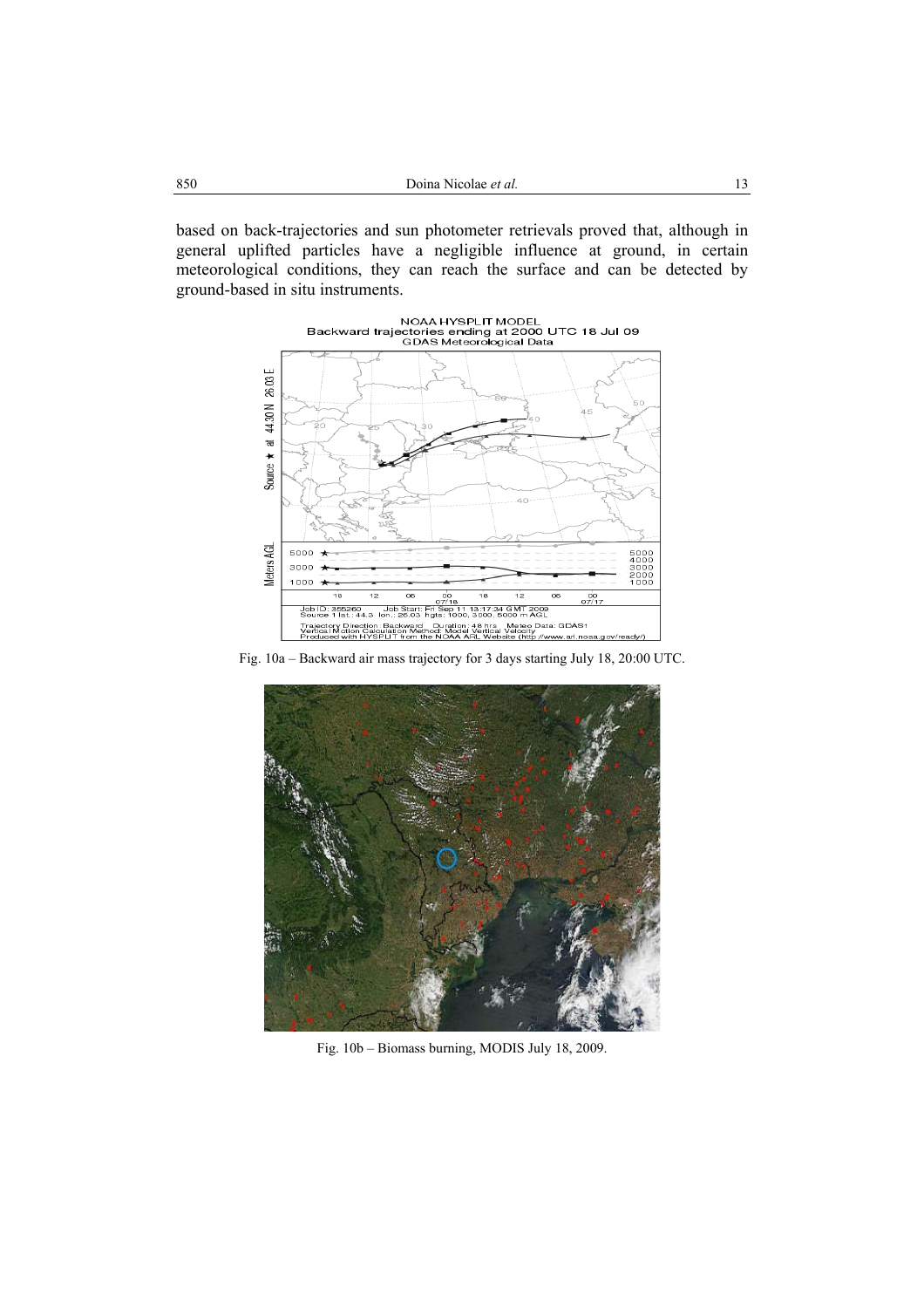based on back-trajectories and sun photometer retrievals proved that, although in general uplifted particles have a negligible influence at ground, in certain meteorological conditions, they can reach the surface and can be detected by ground-based in situ instruments.

NOAA HYSPLIT MODEL
Backward trajectories ending at 2000 UTC 18 Jul 09
GDAS Meteorological Data

Source ★ at 44.30 N 26.03 E

Meters AGL

Job ID: 355260 Job Start: Fri Sep 11 13:17:34 GMT 2009
Source 1 lat.: 44.3 lon.: 26.03 hgts: 1000, 3000, 5000 m AGL

Trajectory Direction: Backward Duration: 48 hrs Meteo Data: GDAS1
Vertical Motion Calculation Method: Model Vertical Velocity
Produced with HYSPLIT from the NOAA ARL Website (http://www.arl.noaa.gov/ready/)

Fig. 10a – Backward air mass trajectory for 3 days starting July 18, 20:00 UTC.

Fig. 10b – Biomass burning, MODIS July 18, 2009.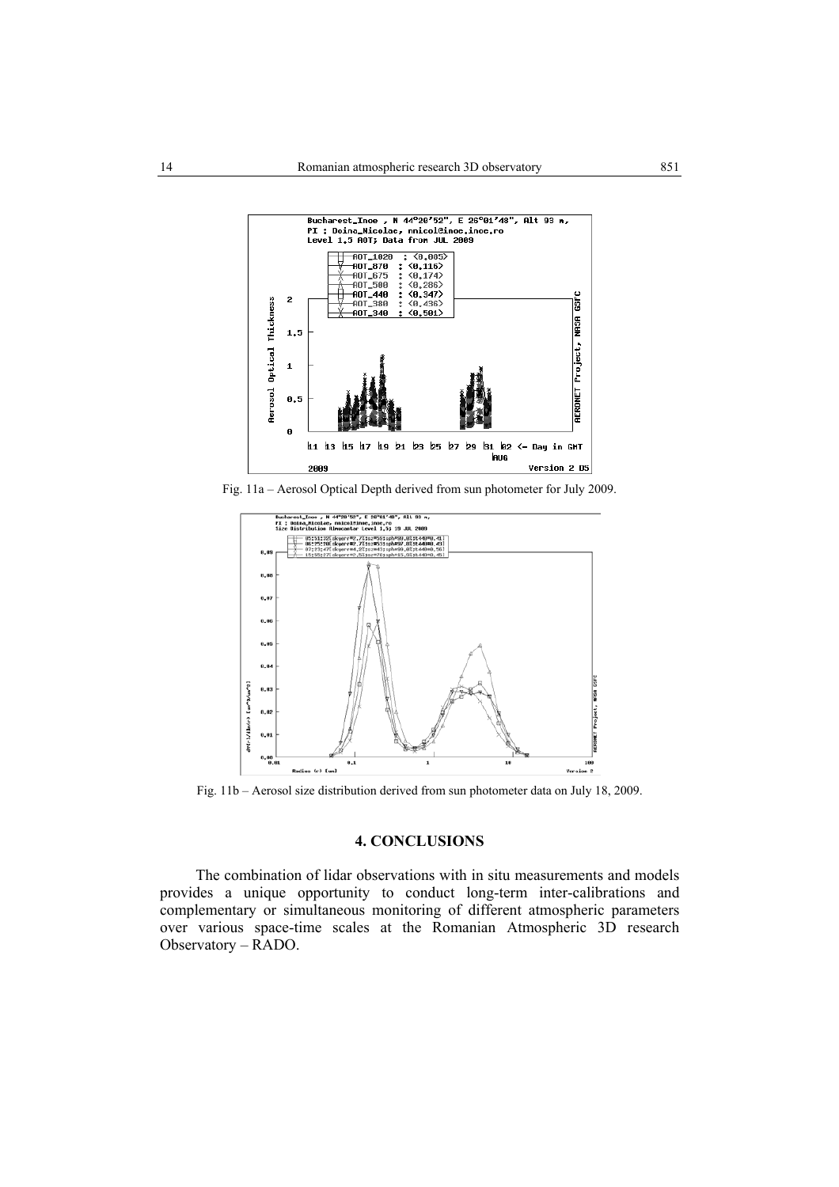Bucharest_Inoe , N 44°20'52", E 26°01'48", Alt 93 m,
PI : Doina_Nicolae, nnicol@inoe.inoe.ro
Level 1.5 AOT; Data from JUL 2009

AOT_1020 : <0.085>
AOT_870 : <0.116>
AOT_675 : <0.174>
AOT_500 : <0.286>
AOT_440 : <0.347>
AOT_380 : <0.436>
AOT_340 : <0.501>

Aerosol Optical Thickness

2
1.5
1
0.5
0

11 13 15 17 19 21 23 25 27 29 31 02 <- Day in GMT
AUG
2009
Version 2 DS
AERONET Project, NASA GSFC

Fig. 11a – Aerosol Optical Depth derived from sun photometer for July 2009.

Bucharest_Inoe , N 44°20'52", E 26°01'48", Alt 93 m,
PI : Doina_Nicolae, nnicol@inoe.inoe.ro
Size Distribution Almucantar Level 1.5) 19 JUL 2009

Radius (r) [um]
Version 2
AERONET Project, NASA GSFC

Fig. 11b – Aerosol size distribution derived from sun photometer data on July 18, 2009.

## 4. CONCLUSIONS

The combination of lidar observations with in situ measurements and models provides a unique opportunity to conduct long-term inter-calibrations and complementary or simultaneous monitoring of different atmospheric parameters over various space-time scales at the Romanian Atmospheric 3D research Observatory – RADO.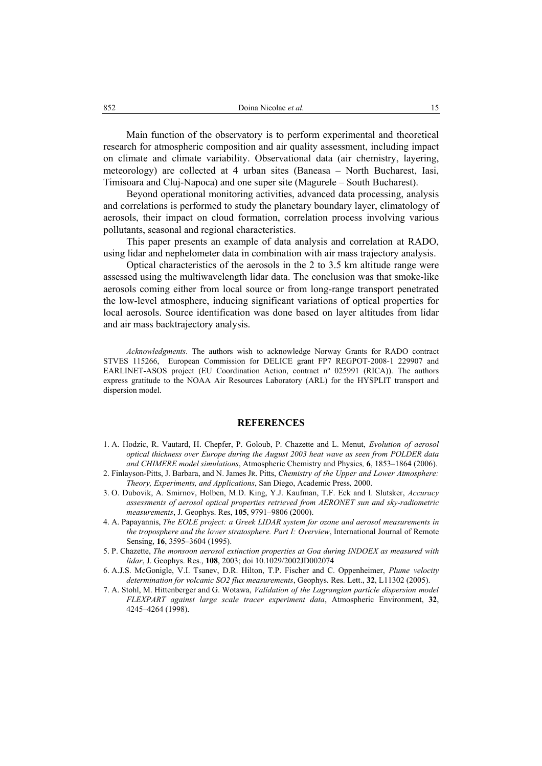Main function of the observatory is to perform experimental and theoretical research for atmospheric composition and air quality assessment, including impact on climate and climate variability. Observational data (air chemistry, layering, meteorology) are collected at 4 urban sites (Baneasa – North Bucharest, Iasi, Timisoara and Cluj-Napoca) and one super site (Magurele – South Bucharest).

Beyond operational monitoring activities, advanced data processing, analysis and correlations is performed to study the planetary boundary layer, climatology of aerosols, their impact on cloud formation, correlation process involving various pollutants, seasonal and regional characteristics.

This paper presents an example of data analysis and correlation at RADO, using lidar and nephelometer data in combination with air mass trajectory analysis.

Optical characteristics of the aerosols in the 2 to 3.5 km altitude range were assessed using the multiwavelength lidar data. The conclusion was that smoke-like aerosols coming either from local source or from long-range transport penetrated the low-level atmosphere, inducing significant variations of optical properties for local aerosols. Source identification was done based on layer altitudes from lidar and air mass backtrajectory analysis.

*Acknowledgments*. The authors wish to acknowledge Norway Grants for RADO contract STVES 115266, European Commission for DELICE grant FP7 REGPOT-2008-1 229907 and EARLINET-ASOS project (EU Coordination Action, contract nº 025991 (RICA)). The authors express gratitude to the NOAA Air Resources Laboratory (ARL) for the HYSPLIT transport and dispersion model.

## REFERENCES

1. A. Hodzic, R. Vautard, H. Chepfer, P. Goloub, P. Chazette and L. Menut, *Evolution of aerosol optical thickness over Europe during the August 2003 heat wave as seen from POLDER data and CHIMERE model simulations*, Atmospheric Chemistry and Physics, **6**, 1853–1864 (2006).
2. Finlayson-Pitts, J. Barbara, and N. James Jr. Pitts, *Chemistry of the Upper and Lower Atmosphere: Theory, Experiments, and Applications*, San Diego, Academic Press, 2000.
3. O. Dubovik, A. Smirnov, Holben, M.D. King, Y.J. Kaufman, T.F. Eck and I. Slutsker, *Accuracy assessments of aerosol optical properties retrieved from AERONET sun and sky-radiometric measurements*, J. Geophys. Res, **105**, 9791–9806 (2000).
4. A. Papayannis, *The EOLE project: a Greek LIDAR system for ozone and aerosol measurements in the troposphere and the lower stratosphere. Part I: Overview*, International Journal of Remote Sensing, **16**, 3595–3604 (1995).
5. P. Chazette, *The monsoon aerosol extinction properties at Goa during INDOEX as measured with lidar*, J. Geophys. Res., **108**, 2003; doi 10.1029/2002JD002074
6. A.J.S. McGonigle, V.I. Tsanev, D.R. Hilton, T.P. Fischer and C. Oppenheimer, *Plume velocity determination for volcanic SO2 flux measurements*, Geophys. Res. Lett., **32**, L11302 (2005).
7. A. Stohl, M. Hittenberger and G. Wotawa, *Validation of the Lagrangian particle dispersion model FLEXPART against large scale tracer experiment data*, Atmospheric Environment, **32**, 4245–4264 (1998).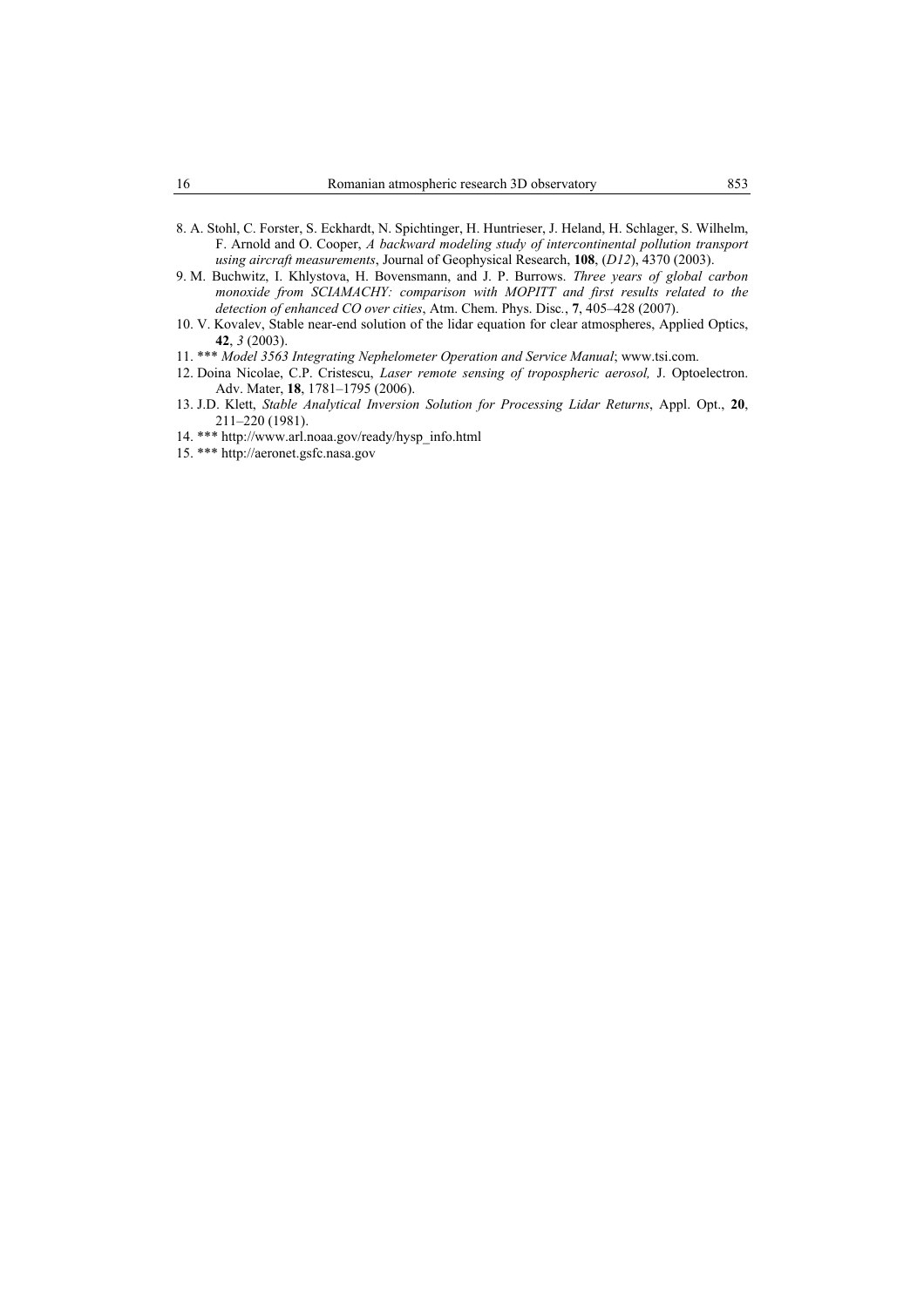8. A. Stohl, C. Forster, S. Eckhardt, N. Spichtinger, H. Huntrieser, J. Heland, H. Schlager, S. Wilhelm, F. Arnold and O. Cooper, *A backward modeling study of intercontinental pollution transport using aircraft measurements*, Journal of Geophysical Research, **108**, (*D12*), 4370 (2003).
9. M. Buchwitz, I. Khlystova, H. Bovensmann, and J. P. Burrows. *Three years of global carbon monoxide from SCIAMACHY: comparison with MOPITT and first results related to the detection of enhanced CO over cities*, Atm. Chem. Phys. Disc., **7**, 405–428 (2007).
10. V. Kovalev, Stable near-end solution of the lidar equation for clear atmospheres, Applied Optics, **42**, *3* (2003).
11. *** *Model 3563 Integrating Nephelometer Operation and Service Manual*; www.tsi.com.
12. Doina Nicolae, C.P. Cristescu, *Laser remote sensing of tropospheric aerosol,* J. Optoelectron. Adv. Mater, **18**, 1781–1795 (2006).
13. J.D. Klett, *Stable Analytical Inversion Solution for Processing Lidar Returns*, Appl. Opt., **20**, 211–220 (1981).
14. *** http://www.arl.noaa.gov/ready/hysp_info.html
15. *** http://aeronet.gsfc.nasa.gov